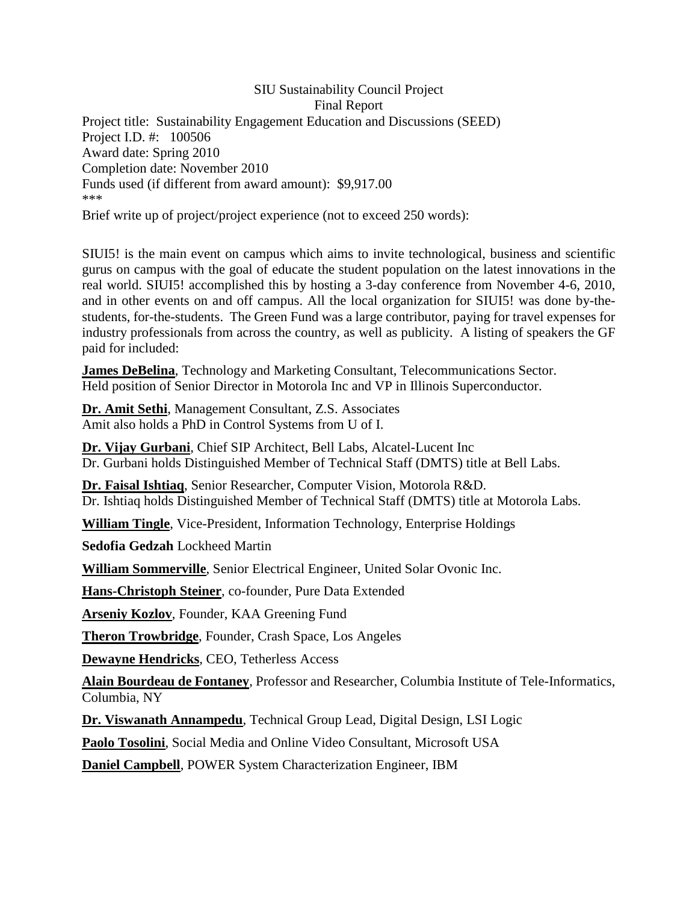SIU Sustainability Council Project
Final Report

Project title: Sustainability Engagement Education and Discussions (SEED)
Project I.D. #: 100506
Award date: Spring 2010
Completion date: November 2010
Funds used (if different from award amount): $9,917.00
***
Brief write up of project/project experience (not to exceed 250 words):

SIUI5! is the main event on campus which aims to invite technological, business and scientific gurus on campus with the goal of educate the student population on the latest innovations in the real world. SIUI5! accomplished this by hosting a 3-day conference from November 4-6, 2010, and in other events on and off campus. All the local organization for SIUI5! was done by-the-students, for-the-students. The Green Fund was a large contributor, paying for travel expenses for industry professionals from across the country, as well as publicity. A listing of speakers the GF paid for included:

**James DeBelina**, Technology and Marketing Consultant, Telecommunications Sector.
Held position of Senior Director in Motorola Inc and VP in Illinois Superconductor.

**Dr. Amit Sethi**, Management Consultant, Z.S. Associates
Amit also holds a PhD in Control Systems from U of I.

**Dr. Vijay Gurbani**, Chief SIP Architect, Bell Labs, Alcatel-Lucent Inc
Dr. Gurbani holds Distinguished Member of Technical Staff (DMTS) title at Bell Labs.

**Dr. Faisal Ishtiaq**, Senior Researcher, Computer Vision, Motorola R&D.
Dr. Ishtiaq holds Distinguished Member of Technical Staff (DMTS) title at Motorola Labs.

**William Tingle**, Vice-President, Information Technology, Enterprise Holdings

**Sedofia Gedzah** Lockheed Martin

**William Sommerville**, Senior Electrical Engineer, United Solar Ovonic Inc.

**Hans-Christoph Steiner**, co-founder, Pure Data Extended

**Arseniy Kozlov**, Founder, KAA Greening Fund

**Theron Trowbridge**, Founder, Crash Space, Los Angeles

**Dewayne Hendricks**, CEO, Tetherless Access

**Alain Bourdeau de Fontaney**, Professor and Researcher, Columbia Institute of Tele-Informatics, Columbia, NY

**Dr. Viswanath Annampedu**, Technical Group Lead, Digital Design, LSI Logic

**Paolo Tosolini**, Social Media and Online Video Consultant, Microsoft USA

**Daniel Campbell**, POWER System Characterization Engineer, IBM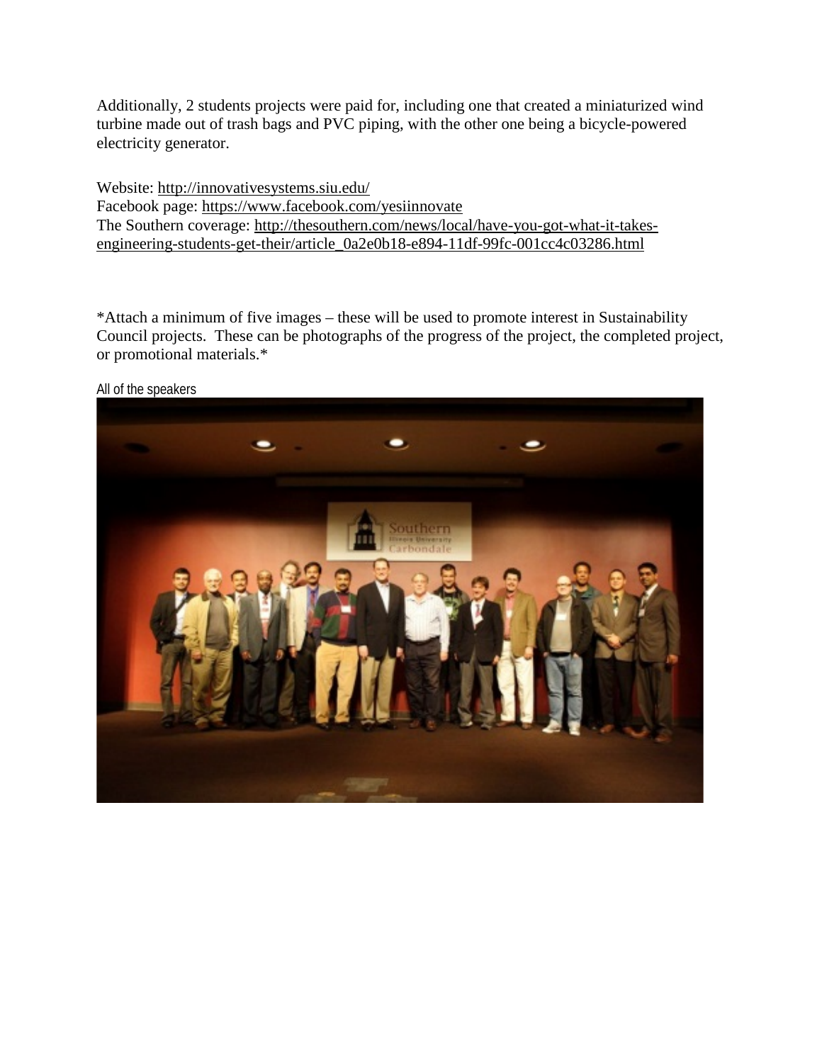Additionally, 2 students projects were paid for, including one that created a miniaturized wind turbine made out of trash bags and PVC piping, with the other one being a bicycle-powered electricity generator.

Website: http://innovativesystems.siu.edu/
Facebook page: https://www.facebook.com/yesiinnovate
The Southern coverage: http://thesouthern.com/news/local/have-you-got-what-it-takes-engineering-students-get-their/article_0a2e0b18-e894-11df-99fc-001cc4c03286.html

*Attach a minimum of five images – these will be used to promote interest in Sustainability Council projects. These can be photographs of the progress of the project, the completed project, or promotional materials.*

All of the speakers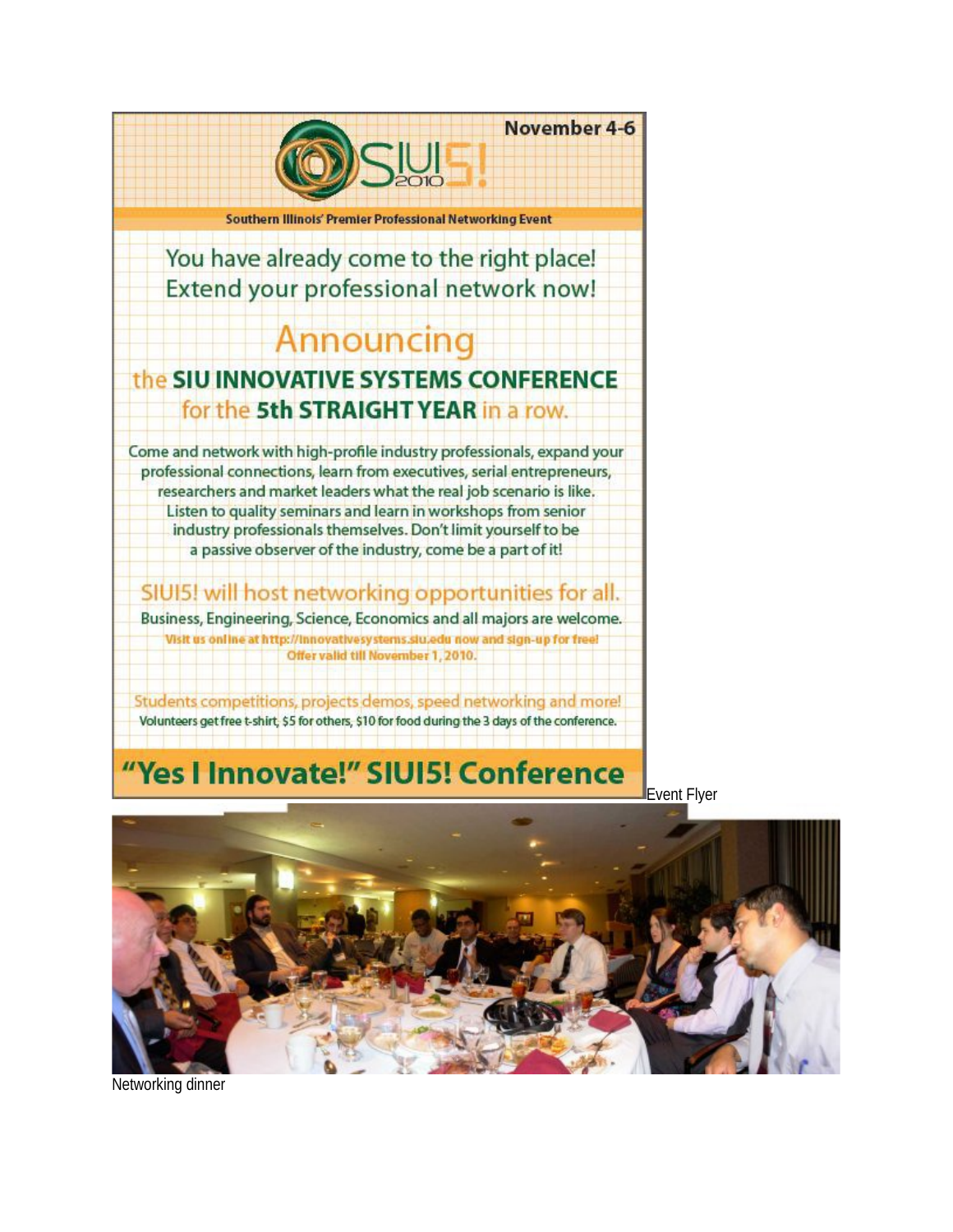November 4-6

SIUI5! 2010

Southern Illinois' Premier Professional Networking Event

You have already come to the right place!
Extend your professional network now!

# Announcing

## the SIU INNOVATIVE SYSTEMS CONFERENCE for the 5th STRAIGHT YEAR in a row.

Come and network with high-profile industry professionals, expand your professional connections, learn from executives, serial entrepreneurs, researchers and market leaders what the real job scenario is like. Listen to quality seminars and learn in workshops from senior industry professionals themselves. Don't limit yourself to be a passive observer of the industry, come be a part of it!

## SIUI5! will host networking opportunities for all.

Business, Engineering, Science, Economics and all majors are welcome.

Visit us online at http://innovativesystems.siu.edu now and sign-up for free!
Offer valid till November 1, 2010.

Students competitions, projects demos, speed networking and more!

Volunteers get free t-shirt, $5 for others, $10 for food during the 3 days of the conference.

## "Yes I Innovate!" SIUI5! Conference

Event Flyer

Networking dinner